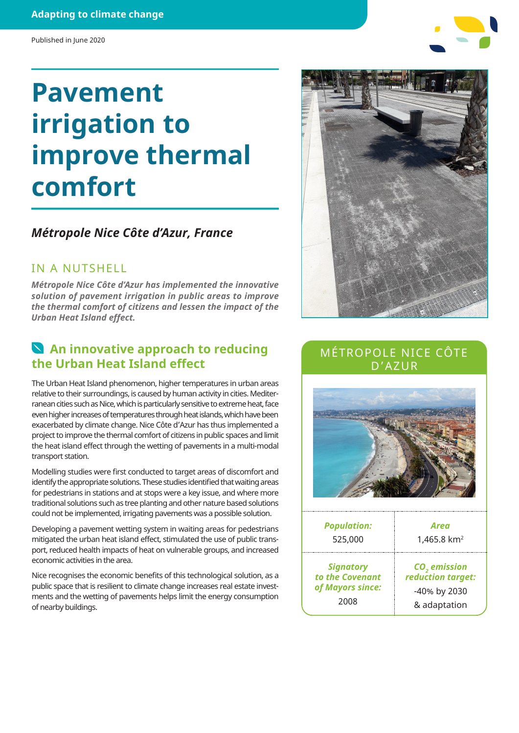Adapting to climate change

Published in June 2020

# Pavement irrigation to improve thermal comfort

### *Métropole Nice Côte d'Azur, France*

## IN A NUTSHELL

***Métropole Nice Côte d'Azur has implemented the innovative solution of pavement irrigation in public areas to improve the thermal comfort of citizens and lessen the impact of the Urban Heat Island effect.***

## An innovative approach to reducing the Urban Heat Island effect

The Urban Heat Island phenomenon, higher temperatures in urban areas relative to their surroundings, is caused by human activity in cities. Mediterranean cities such as Nice, which is particularly sensitive to extreme heat, face even higher increases of temperatures through heat islands, which have been exacerbated by climate change. Nice Côte d'Azur has thus implemented a project to improve the thermal comfort of citizens in public spaces and limit the heat island effect through the wetting of pavements in a multi-modal transport station.

Modelling studies were first conducted to target areas of discomfort and identify the appropriate solutions. These studies identified that waiting areas for pedestrians in stations and at stops were a key issue, and where more traditional solutions such as tree planting and other nature based solutions could not be implemented, irrigating pavements was a possible solution.

Developing a pavement wetting system in waiting areas for pedestrians mitigated the urban heat island effect, stimulated the use of public transport, reduced health impacts of heat on vulnerable groups, and increased economic activities in the area.

Nice recognises the economic benefits of this technological solution, as a public space that is resilient to climate change increases real estate investments and the wetting of pavements helps limit the energy consumption of nearby buildings.

## MÉTROPOLE NICE CÔTE D'AZUR

| ***Population:*** 525,000 | ***Area*** 1,465.8 km$^2$ |
|---|---|
| ***Signatory to the Covenant of Mayors since:*** 2008 | ***$CO_2$ emission reduction target:*** -40% by 2030 & adaptation |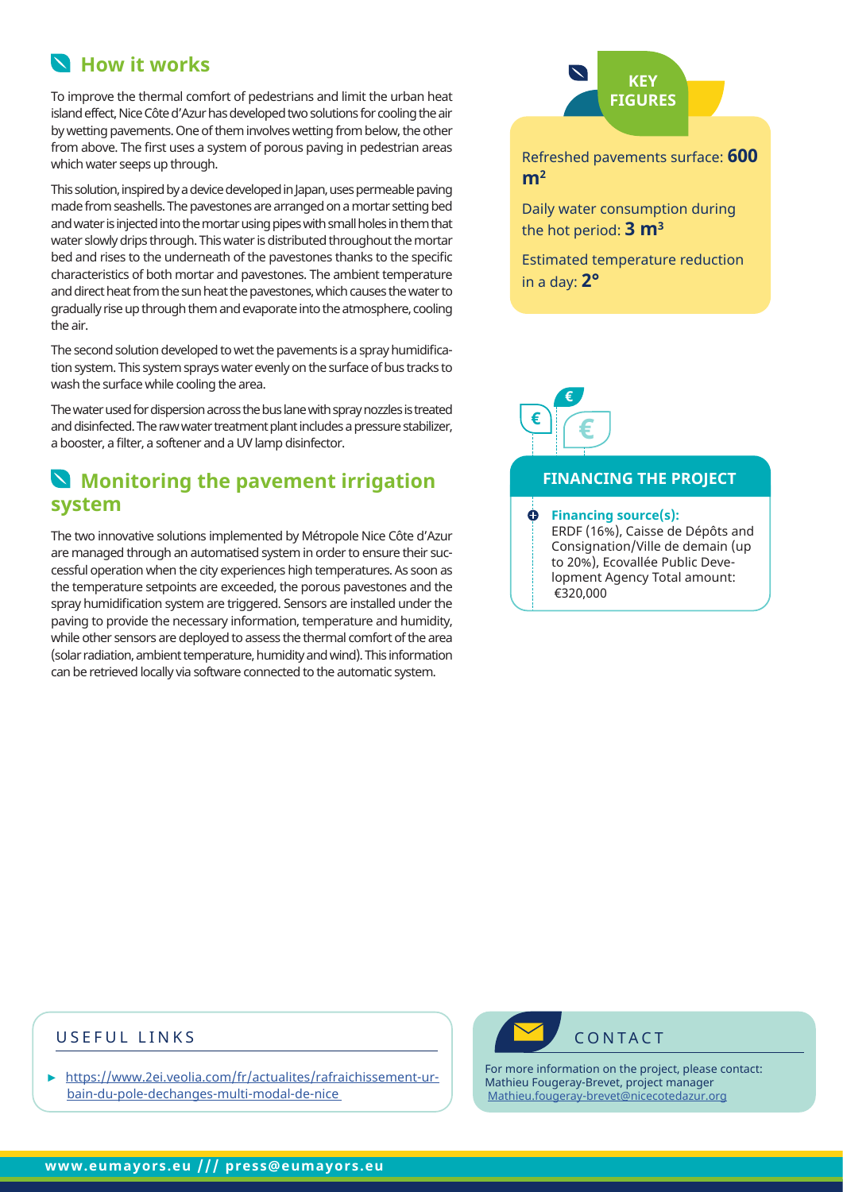## How it works

To improve the thermal comfort of pedestrians and limit the urban heat island effect, Nice Côte d'Azur has developed two solutions for cooling the air by wetting pavements. One of them involves wetting from below, the other from above. The first uses a system of porous paving in pedestrian areas which water seeps up through.

This solution, inspired by a device developed in Japan, uses permeable paving made from seashells. The pavestones are arranged on a mortar setting bed and water is injected into the mortar using pipes with small holes in them that water slowly drips through. This water is distributed throughout the mortar bed and rises to the underneath of the pavestones thanks to the specific characteristics of both mortar and pavestones. The ambient temperature and direct heat from the sun heat the pavestones, which causes the water to gradually rise up through them and evaporate into the atmosphere, cooling the air.

The second solution developed to wet the pavements is a spray humidification system. This system sprays water evenly on the surface of bus tracks to wash the surface while cooling the area.

The water used for dispersion across the bus lane with spray nozzles is treated and disinfected. The raw water treatment plant includes a pressure stabilizer, a booster, a filter, a softener and a UV lamp disinfector.

## Monitoring the pavement irrigation system

The two innovative solutions implemented by Métropole Nice Côte d'Azur are managed through an automatised system in order to ensure their successful operation when the city experiences high temperatures. As soon as the temperature setpoints are exceeded, the porous pavestones and the spray humidification system are triggered. Sensors are installed under the paving to provide the necessary information, temperature and humidity, while other sensors are deployed to assess the thermal comfort of the area (solar radiation, ambient temperature, humidity and wind). This information can be retrieved locally via software connected to the automatic system.

## KEY FIGURES

Refreshed pavements surface: **600 m²**

Daily water consumption during the hot period: **3 m³**

Estimated temperature reduction in a day: **2°**

## FINANCING THE PROJECT

**Financing source(s):**
ERDF (16%), Caisse de Dépôts and Consignation/Ville de demain (up to 20%), Ecovallée Public Development Agency Total amount: €320,000

## USEFUL LINKS

- https://www.2ei.veolia.com/fr/actualites/rafraichissement-urbain-du-pole-dechanges-multi-modal-de-nice

## CONTACT

For more information on the project, please contact:
Mathieu Fougeray-Brevet, project manager
Mathieu.fougeray-brevet@nicecotedazur.org

**www.eumayors.eu /// press@eumayors.eu**